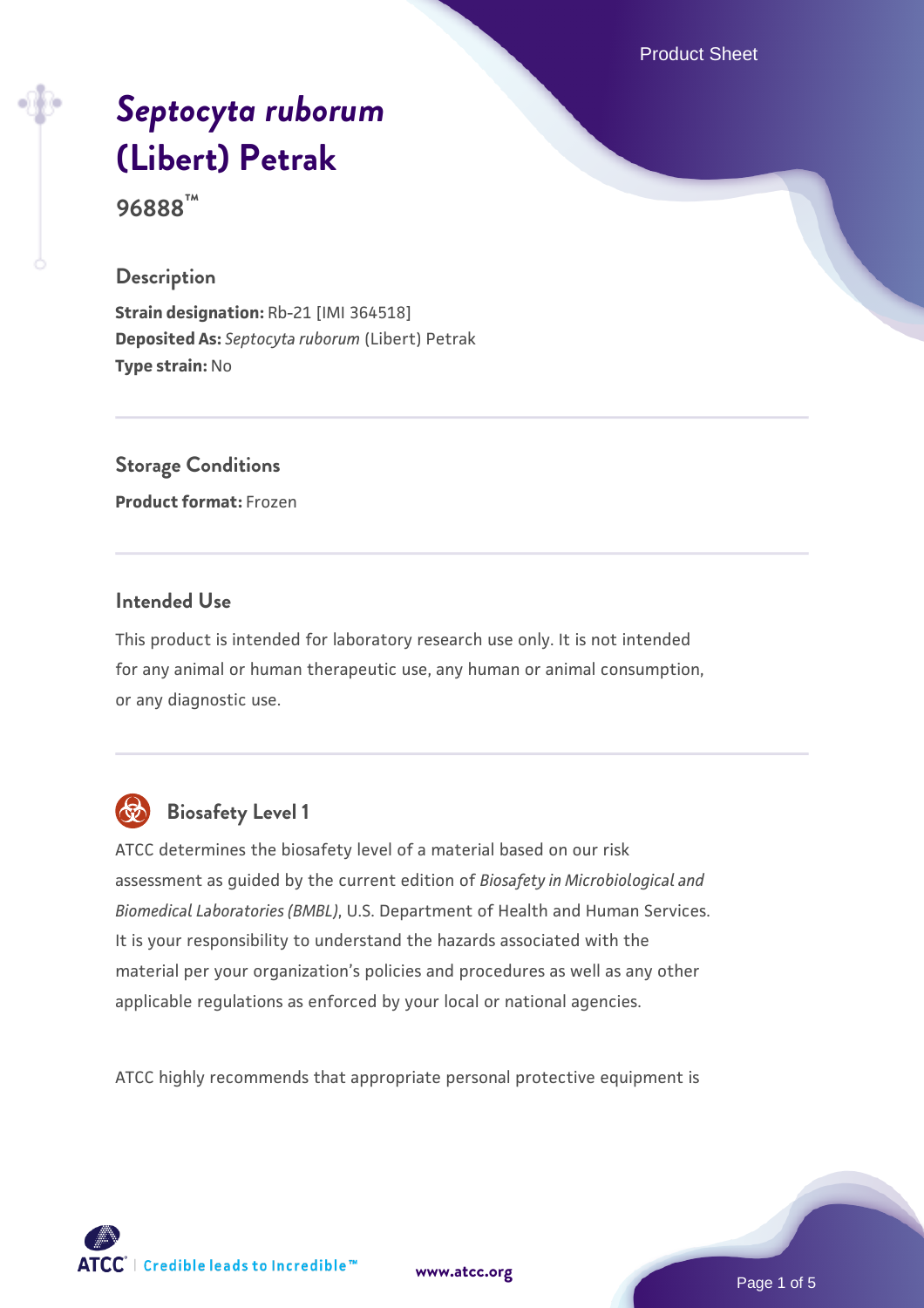# *Septocyta ruborum* (Libert) Petrak

**96888™**

## Description

**Strain designation:** Rb-21 [IMI 364518]
**Deposited As:** *Septocyta ruborum* (Libert) Petrak
**Type strain:** No

## Storage Conditions

**Product format:** Frozen

## Intended Use

This product is intended for laboratory research use only. It is not intended for any animal or human therapeutic use, any human or animal consumption, or any diagnostic use.

## Biosafety Level 1

ATCC determines the biosafety level of a material based on our risk assessment as guided by the current edition of *Biosafety in Microbiological and Biomedical Laboratories (BMBL)*, U.S. Department of Health and Human Services. It is your responsibility to understand the hazards associated with the material per your organization's policies and procedures as well as any other applicable regulations as enforced by your local or national agencies.

ATCC highly recommends that appropriate personal protective equipment is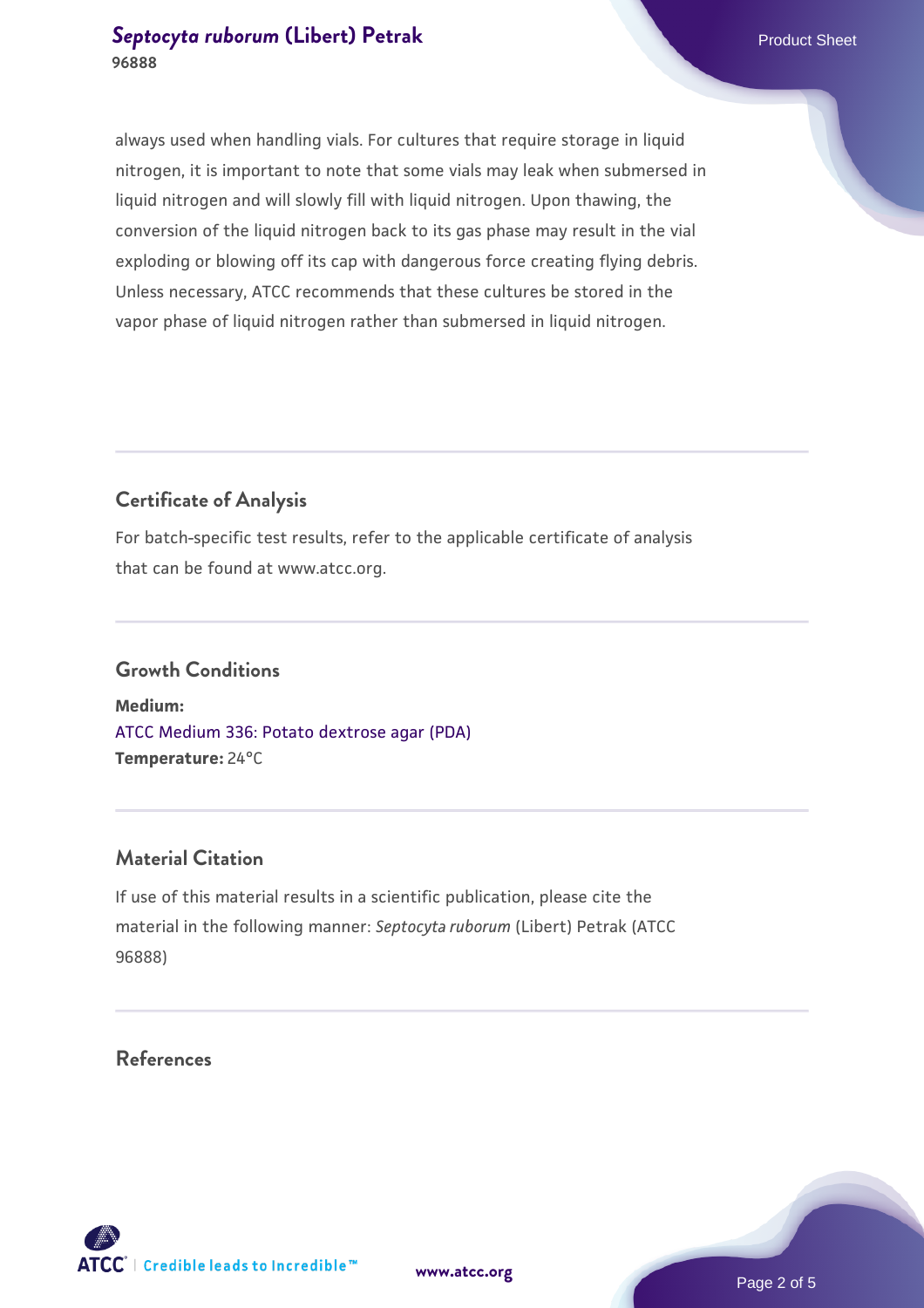always used when handling vials. For cultures that require storage in liquid nitrogen, it is important to note that some vials may leak when submersed in liquid nitrogen and will slowly fill with liquid nitrogen. Upon thawing, the conversion of the liquid nitrogen back to its gas phase may result in the vial exploding or blowing off its cap with dangerous force creating flying debris. Unless necessary, ATCC recommends that these cultures be stored in the vapor phase of liquid nitrogen rather than submersed in liquid nitrogen.

## Certificate of Analysis

For batch-specific test results, refer to the applicable certificate of analysis that can be found at www.atcc.org.

## Growth Conditions

**Medium:**
ATCC Medium 336: Potato dextrose agar (PDA)
**Temperature:** 24°C

## Material Citation

If use of this material results in a scientific publication, please cite the material in the following manner: *Septocyta ruborum* (Libert) Petrak (ATCC 96888)

## References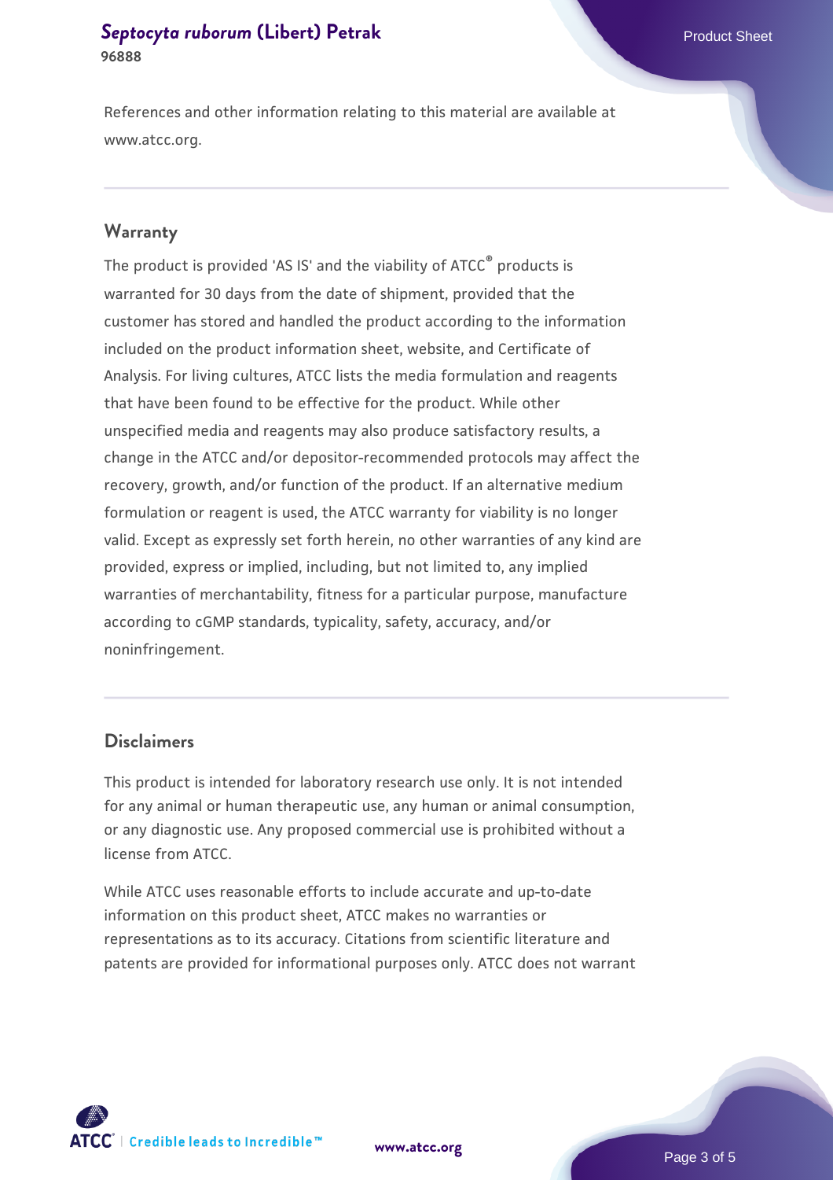References and other information relating to this material are available at www.atcc.org.

## Warranty

The product is provided 'AS IS' and the viability of ATCC® products is warranted for 30 days from the date of shipment, provided that the customer has stored and handled the product according to the information included on the product information sheet, website, and Certificate of Analysis. For living cultures, ATCC lists the media formulation and reagents that have been found to be effective for the product. While other unspecified media and reagents may also produce satisfactory results, a change in the ATCC and/or depositor-recommended protocols may affect the recovery, growth, and/or function of the product. If an alternative medium formulation or reagent is used, the ATCC warranty for viability is no longer valid. Except as expressly set forth herein, no other warranties of any kind are provided, express or implied, including, but not limited to, any implied warranties of merchantability, fitness for a particular purpose, manufacture according to cGMP standards, typicality, safety, accuracy, and/or noninfringement.

## Disclaimers

This product is intended for laboratory research use only. It is not intended for any animal or human therapeutic use, any human or animal consumption, or any diagnostic use. Any proposed commercial use is prohibited without a license from ATCC.

While ATCC uses reasonable efforts to include accurate and up-to-date information on this product sheet, ATCC makes no warranties or representations as to its accuracy. Citations from scientific literature and patents are provided for informational purposes only. ATCC does not warrant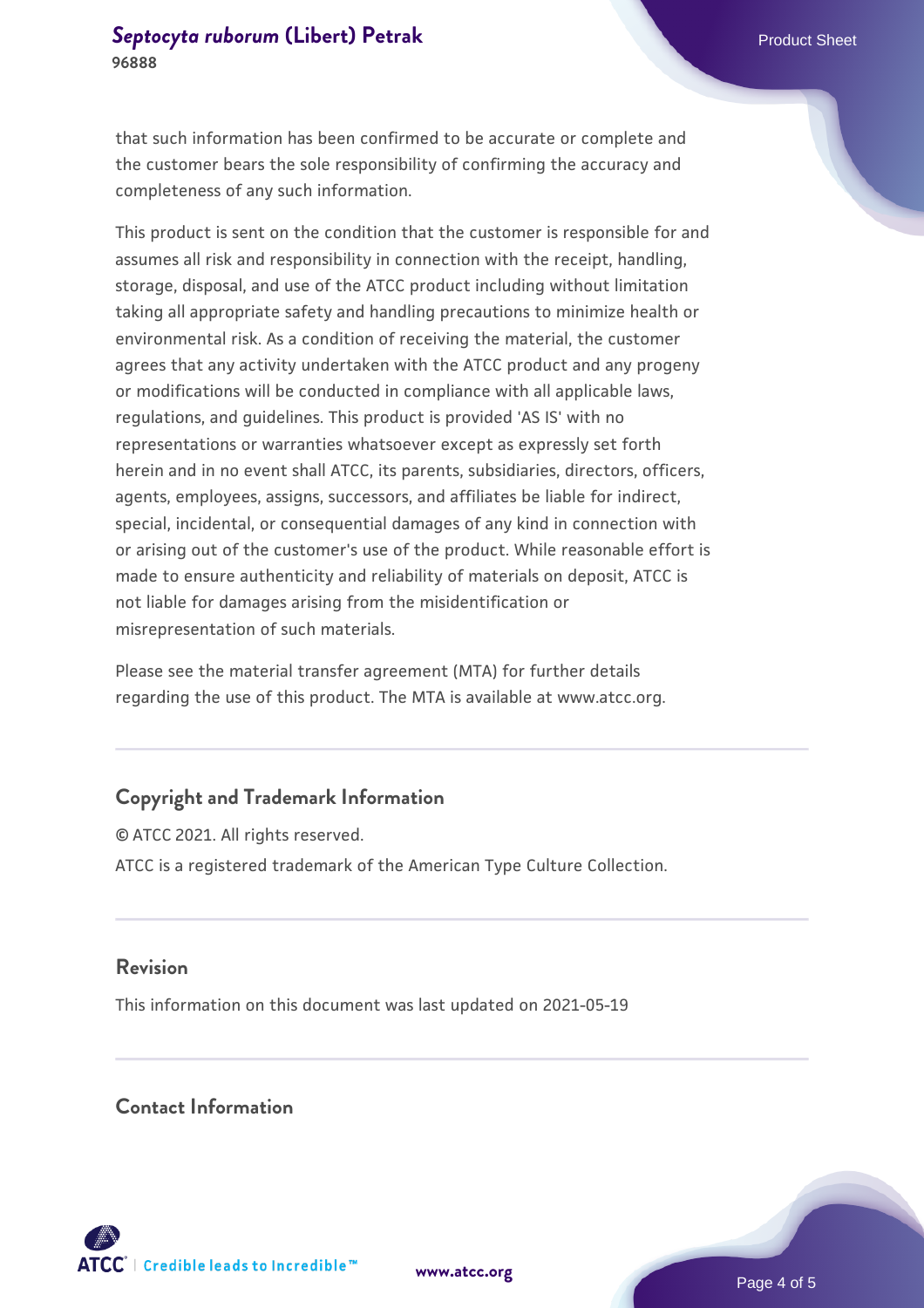that such information has been confirmed to be accurate or complete and the customer bears the sole responsibility of confirming the accuracy and completeness of any such information.

This product is sent on the condition that the customer is responsible for and assumes all risk and responsibility in connection with the receipt, handling, storage, disposal, and use of the ATCC product including without limitation taking all appropriate safety and handling precautions to minimize health or environmental risk. As a condition of receiving the material, the customer agrees that any activity undertaken with the ATCC product and any progeny or modifications will be conducted in compliance with all applicable laws, regulations, and guidelines. This product is provided 'AS IS' with no representations or warranties whatsoever except as expressly set forth herein and in no event shall ATCC, its parents, subsidiaries, directors, officers, agents, employees, assigns, successors, and affiliates be liable for indirect, special, incidental, or consequential damages of any kind in connection with or arising out of the customer's use of the product. While reasonable effort is made to ensure authenticity and reliability of materials on deposit, ATCC is not liable for damages arising from the misidentification or misrepresentation of such materials.

Please see the material transfer agreement (MTA) for further details regarding the use of this product. The MTA is available at www.atcc.org.

## Copyright and Trademark Information

© ATCC 2021. All rights reserved.

ATCC is a registered trademark of the American Type Culture Collection.

## Revision

This information on this document was last updated on 2021-05-19

## Contact Information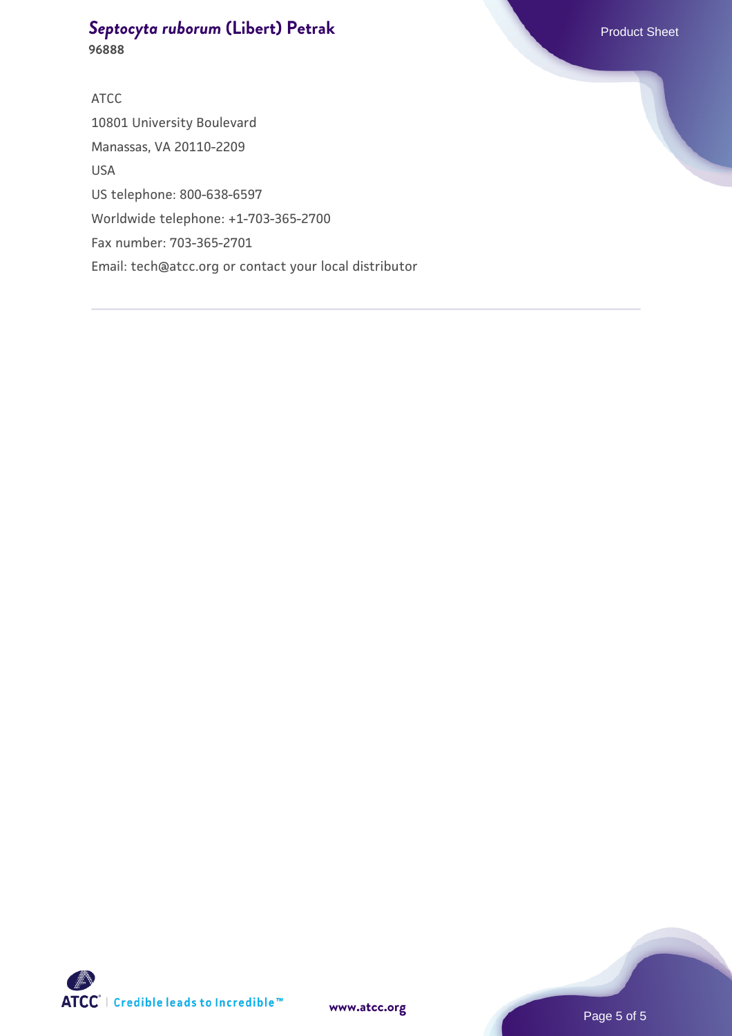ATCC

10801 University Boulevard

Manassas, VA 20110-2209

USA

US telephone: 800-638-6597

Worldwide telephone: +1-703-365-2700

Fax number: 703-365-2701

Email: tech@atcc.org or contact your local distributor